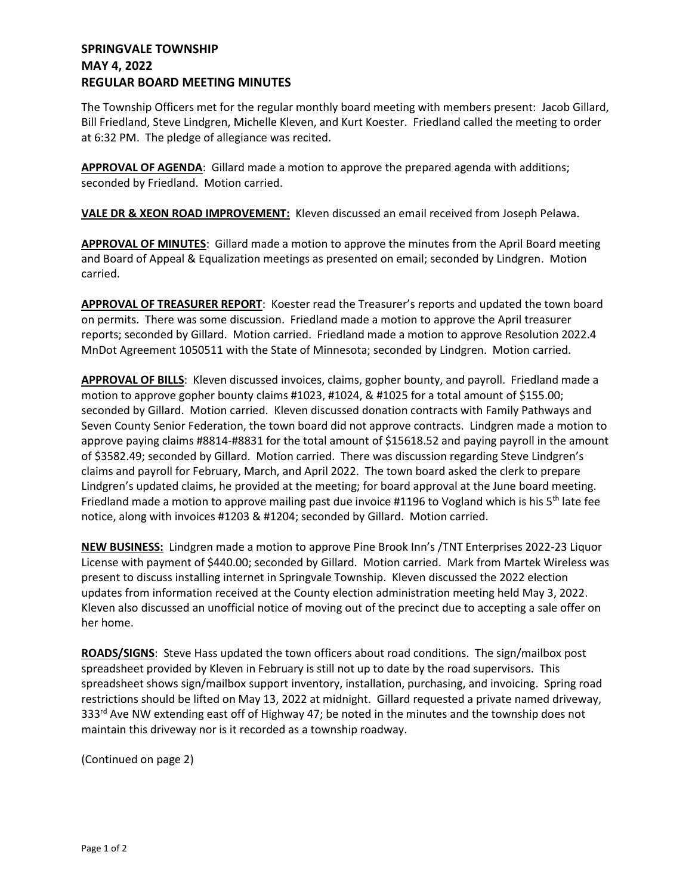**SPRINGVALE TOWNSHIP**
**MAY 4, 2022**
**REGULAR BOARD MEETING MINUTES**

The Township Officers met for the regular monthly board meeting with members present: Jacob Gillard, Bill Friedland, Steve Lindgren, Michelle Kleven, and Kurt Koester. Friedland called the meeting to order at 6:32 PM. The pledge of allegiance was recited.

**APPROVAL OF AGENDA**: Gillard made a motion to approve the prepared agenda with additions; seconded by Friedland. Motion carried.

**VALE DR & XEON ROAD IMPROVEMENT:** Kleven discussed an email received from Joseph Pelawa.

**APPROVAL OF MINUTES**: Gillard made a motion to approve the minutes from the April Board meeting and Board of Appeal & Equalization meetings as presented on email; seconded by Lindgren. Motion carried.

**APPROVAL OF TREASURER REPORT**: Koester read the Treasurer's reports and updated the town board on permits. There was some discussion. Friedland made a motion to approve the April treasurer reports; seconded by Gillard. Motion carried. Friedland made a motion to approve Resolution 2022.4 MnDot Agreement 1050511 with the State of Minnesota; seconded by Lindgren. Motion carried.

**APPROVAL OF BILLS**: Kleven discussed invoices, claims, gopher bounty, and payroll. Friedland made a motion to approve gopher bounty claims #1023, #1024, & #1025 for a total amount of $155.00; seconded by Gillard. Motion carried. Kleven discussed donation contracts with Family Pathways and Seven County Senior Federation, the town board did not approve contracts. Lindgren made a motion to approve paying claims #8814-#8831 for the total amount of $15618.52 and paying payroll in the amount of $3582.49; seconded by Gillard. Motion carried. There was discussion regarding Steve Lindgren's claims and payroll for February, March, and April 2022. The town board asked the clerk to prepare Lindgren's updated claims, he provided at the meeting; for board approval at the June board meeting. Friedland made a motion to approve mailing past due invoice #1196 to Vogland which is his 5th late fee notice, along with invoices #1203 & #1204; seconded by Gillard. Motion carried.

**NEW BUSINESS:** Lindgren made a motion to approve Pine Brook Inn's /TNT Enterprises 2022-23 Liquor License with payment of $440.00; seconded by Gillard. Motion carried. Mark from Martek Wireless was present to discuss installing internet in Springvale Township. Kleven discussed the 2022 election updates from information received at the County election administration meeting held May 3, 2022. Kleven also discussed an unofficial notice of moving out of the precinct due to accepting a sale offer on her home.

**ROADS/SIGNS**: Steve Hass updated the town officers about road conditions. The sign/mailbox post spreadsheet provided by Kleven in February is still not up to date by the road supervisors. This spreadsheet shows sign/mailbox support inventory, installation, purchasing, and invoicing. Spring road restrictions should be lifted on May 13, 2022 at midnight. Gillard requested a private named driveway, 333rd Ave NW extending east off of Highway 47; be noted in the minutes and the township does not maintain this driveway nor is it recorded as a township roadway.

(Continued on page 2)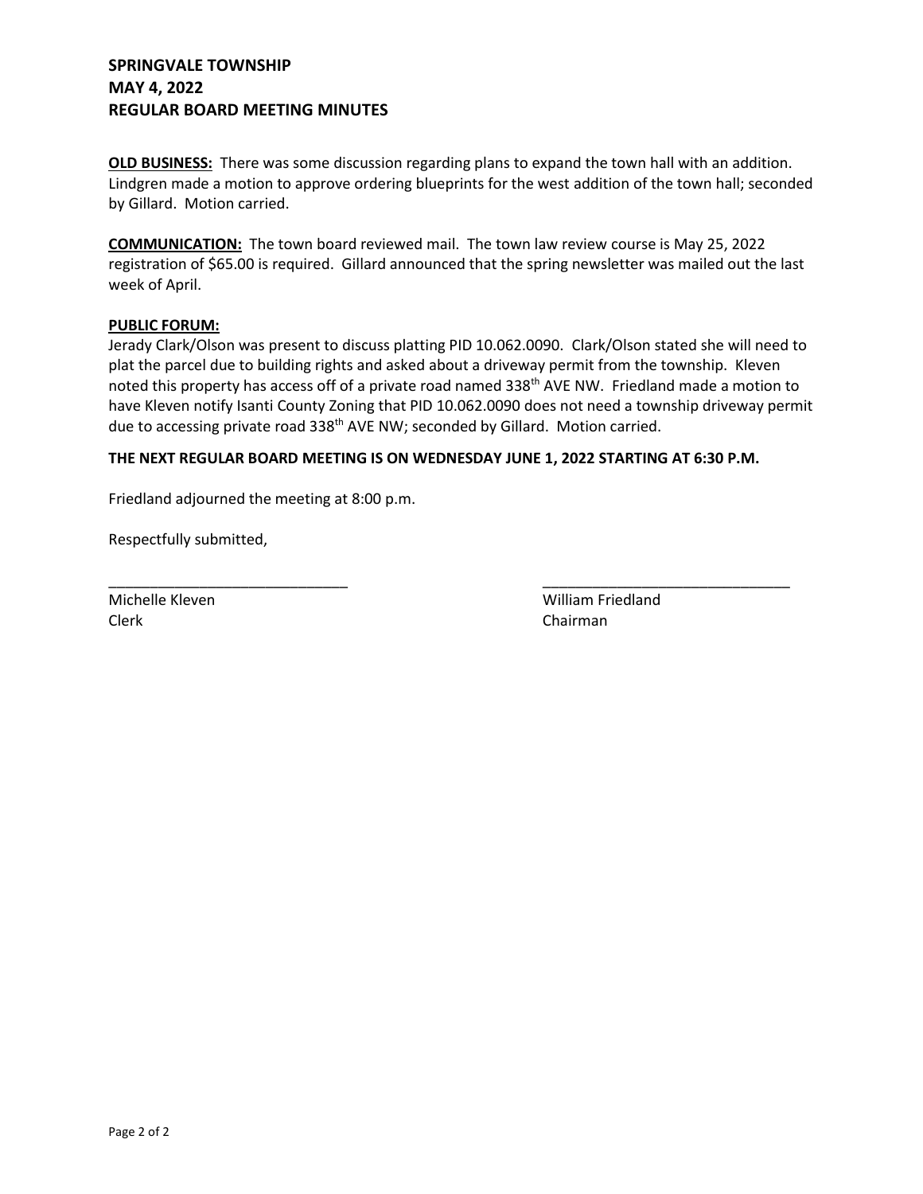**SPRINGVALE TOWNSHIP**
**MAY 4, 2022**
**REGULAR BOARD MEETING MINUTES**

**OLD BUSINESS:** There was some discussion regarding plans to expand the town hall with an addition. Lindgren made a motion to approve ordering blueprints for the west addition of the town hall; seconded by Gillard. Motion carried.

**COMMUNICATION:** The town board reviewed mail. The town law review course is May 25, 2022 registration of $65.00 is required. Gillard announced that the spring newsletter was mailed out the last week of April.

**PUBLIC FORUM:**

Jerady Clark/Olson was present to discuss platting PID 10.062.0090. Clark/Olson stated she will need to plat the parcel due to building rights and asked about a driveway permit from the township. Kleven noted this property has access off of a private road named 338th AVE NW. Friedland made a motion to have Kleven notify Isanti County Zoning that PID 10.062.0090 does not need a township driveway permit due to accessing private road 338th AVE NW; seconded by Gillard. Motion carried.

**THE NEXT REGULAR BOARD MEETING IS ON WEDNESDAY JUNE 1, 2022 STARTING AT 6:30 P.M.**

Friedland adjourned the meeting at 8:00 p.m.

Respectfully submitted,

______________________________ ______________________________

Michelle Kleven
Clerk

William Friedland
Chairman